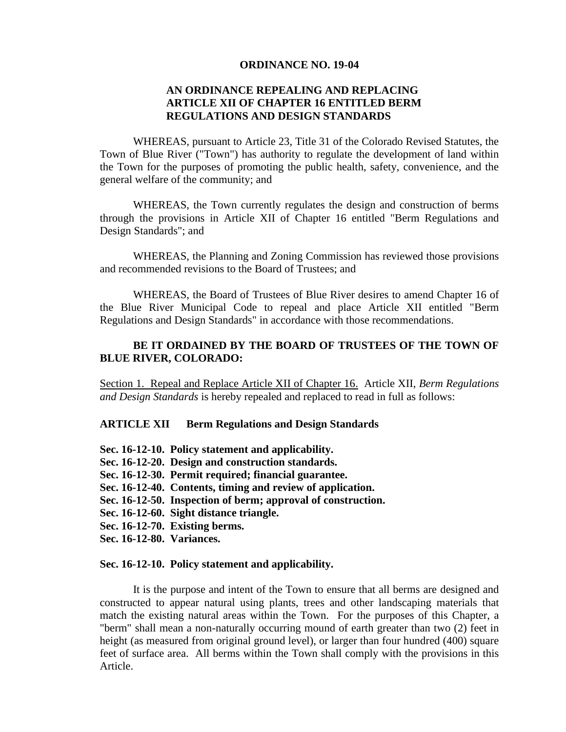**ORDINANCE NO. 19-04**

**AN ORDINANCE REPEALING AND REPLACING ARTICLE XII OF CHAPTER 16 ENTITLED BERM REGULATIONS AND DESIGN STANDARDS**

WHEREAS, pursuant to Article 23, Title 31 of the Colorado Revised Statutes, the Town of Blue River ("Town") has authority to regulate the development of land within the Town for the purposes of promoting the public health, safety, convenience, and the general welfare of the community; and

WHEREAS, the Town currently regulates the design and construction of berms through the provisions in Article XII of Chapter 16 entitled "Berm Regulations and Design Standards"; and

WHEREAS, the Planning and Zoning Commission has reviewed those provisions and recommended revisions to the Board of Trustees; and

WHEREAS, the Board of Trustees of Blue River desires to amend Chapter 16 of the Blue River Municipal Code to repeal and place Article XII entitled "Berm Regulations and Design Standards" in accordance with those recommendations.

**BE IT ORDAINED BY THE BOARD OF TRUSTEES OF THE TOWN OF BLUE RIVER, COLORADO:**

Section 1. Repeal and Replace Article XII of Chapter 16. Article XII, *Berm Regulations and Design Standards* is hereby repealed and replaced to read in full as follows:

**ARTICLE XII Berm Regulations and Design Standards**

**Sec. 16-12-10. Policy statement and applicability.**
**Sec. 16-12-20. Design and construction standards.**
**Sec. 16-12-30. Permit required; financial guarantee.**
**Sec. 16-12-40. Contents, timing and review of application.**
**Sec. 16-12-50. Inspection of berm; approval of construction.**
**Sec. 16-12-60. Sight distance triangle.**
**Sec. 16-12-70. Existing berms.**
**Sec. 16-12-80. Variances.**

**Sec. 16-12-10. Policy statement and applicability.**

It is the purpose and intent of the Town to ensure that all berms are designed and constructed to appear natural using plants, trees and other landscaping materials that match the existing natural areas within the Town. For the purposes of this Chapter, a "berm" shall mean a non-naturally occurring mound of earth greater than two (2) feet in height (as measured from original ground level), or larger than four hundred (400) square feet of surface area. All berms within the Town shall comply with the provisions in this Article.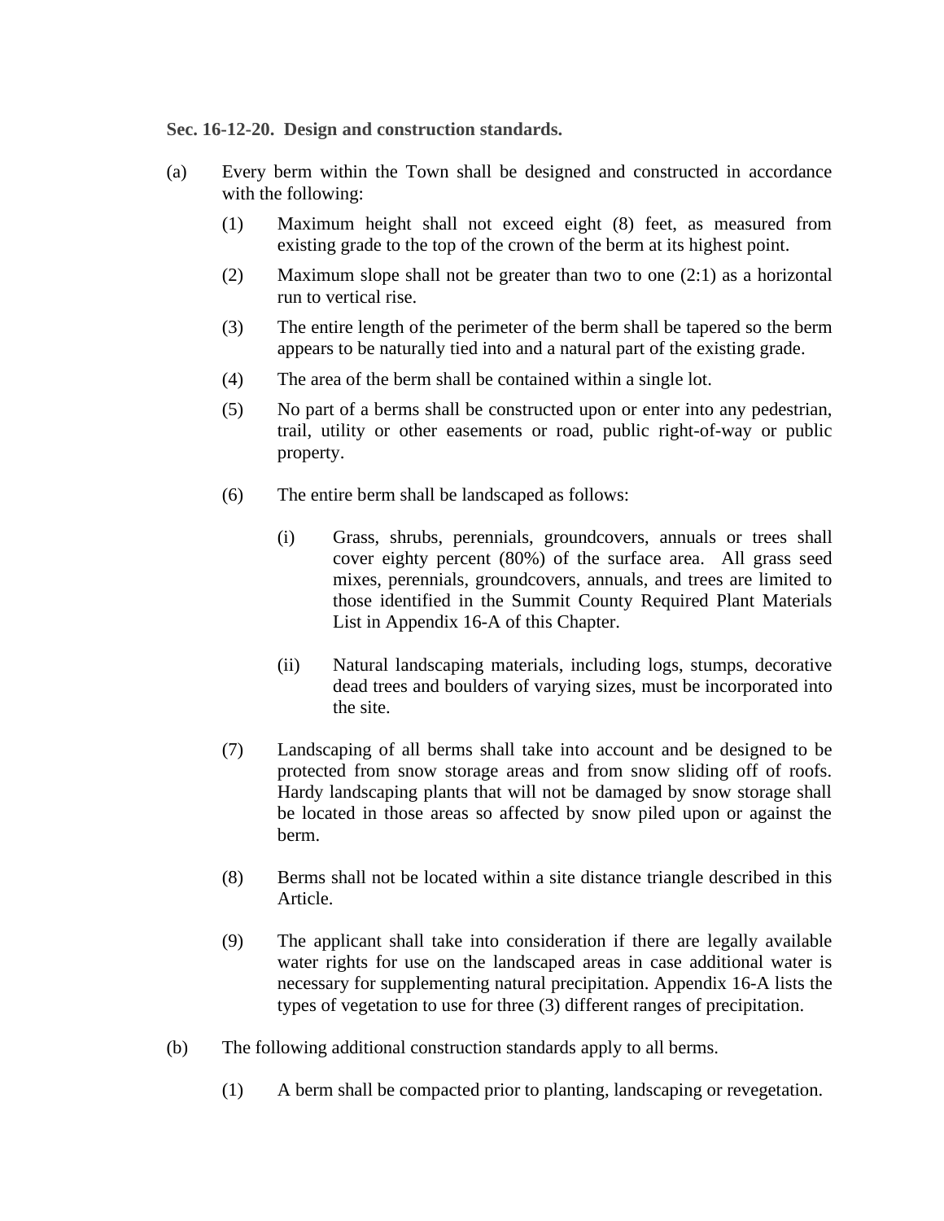**Sec. 16-12-20. Design and construction standards.**

(a) Every berm within the Town shall be designed and constructed in accordance with the following:

(1) Maximum height shall not exceed eight (8) feet, as measured from existing grade to the top of the crown of the berm at its highest point.

(2) Maximum slope shall not be greater than two to one (2:1) as a horizontal run to vertical rise.

(3) The entire length of the perimeter of the berm shall be tapered so the berm appears to be naturally tied into and a natural part of the existing grade.

(4) The area of the berm shall be contained within a single lot.

(5) No part of a berms shall be constructed upon or enter into any pedestrian, trail, utility or other easements or road, public right-of-way or public property.

(6) The entire berm shall be landscaped as follows:

(i) Grass, shrubs, perennials, groundcovers, annuals or trees shall cover eighty percent (80%) of the surface area. All grass seed mixes, perennials, groundcovers, annuals, and trees are limited to those identified in the Summit County Required Plant Materials List in Appendix 16-A of this Chapter.

(ii) Natural landscaping materials, including logs, stumps, decorative dead trees and boulders of varying sizes, must be incorporated into the site.

(7) Landscaping of all berms shall take into account and be designed to be protected from snow storage areas and from snow sliding off of roofs. Hardy landscaping plants that will not be damaged by snow storage shall be located in those areas so affected by snow piled upon or against the berm.

(8) Berms shall not be located within a site distance triangle described in this Article.

(9) The applicant shall take into consideration if there are legally available water rights for use on the landscaped areas in case additional water is necessary for supplementing natural precipitation. Appendix 16-A lists the types of vegetation to use for three (3) different ranges of precipitation.

(b) The following additional construction standards apply to all berms.

(1) A berm shall be compacted prior to planting, landscaping or revegetation.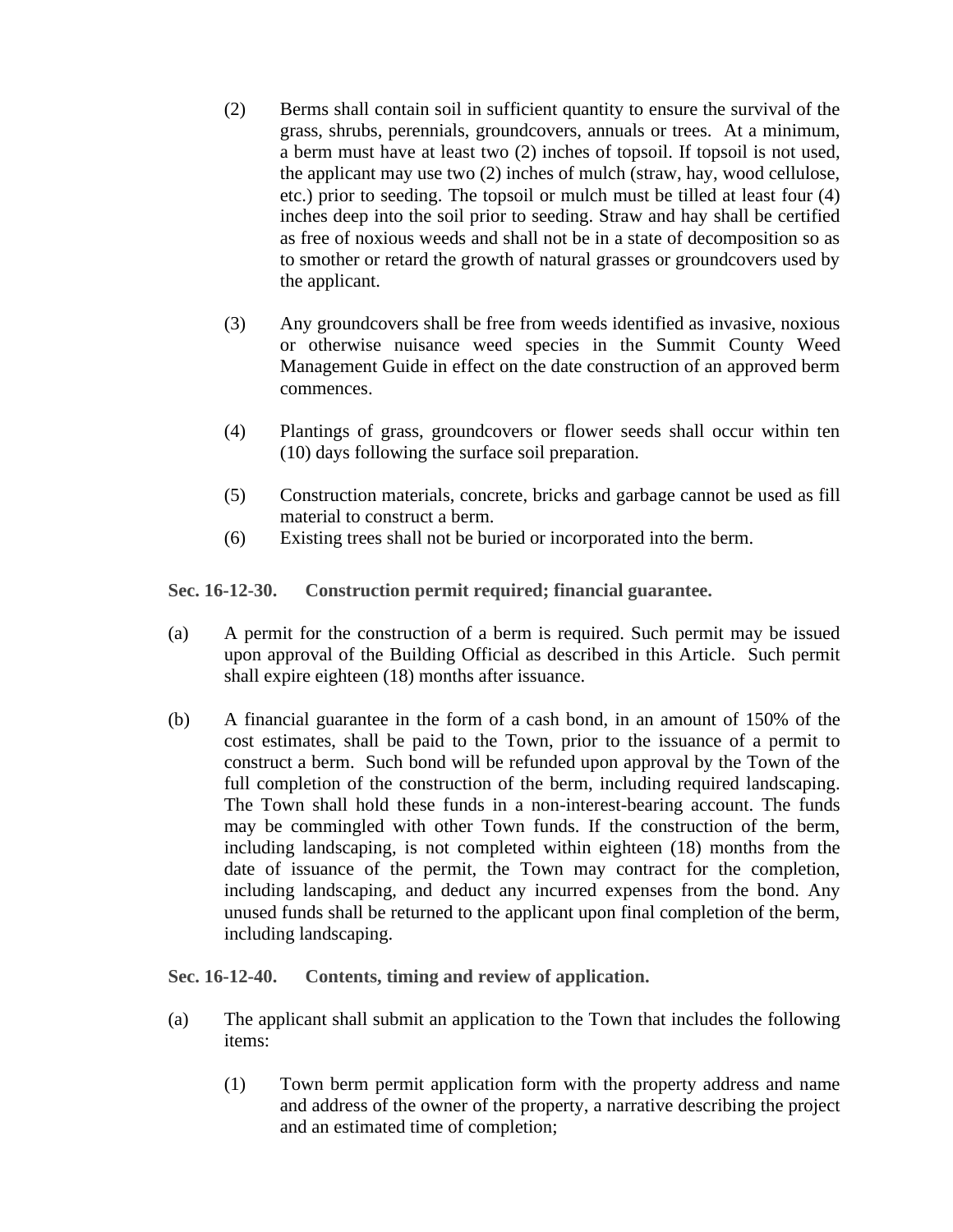(2) Berms shall contain soil in sufficient quantity to ensure the survival of the grass, shrubs, perennials, groundcovers, annuals or trees. At a minimum, a berm must have at least two (2) inches of topsoil. If topsoil is not used, the applicant may use two (2) inches of mulch (straw, hay, wood cellulose, etc.) prior to seeding. The topsoil or mulch must be tilled at least four (4) inches deep into the soil prior to seeding. Straw and hay shall be certified as free of noxious weeds and shall not be in a state of decomposition so as to smother or retard the growth of natural grasses or groundcovers used by the applicant.

(3) Any groundcovers shall be free from weeds identified as invasive, noxious or otherwise nuisance weed species in the Summit County Weed Management Guide in effect on the date construction of an approved berm commences.

(4) Plantings of grass, groundcovers or flower seeds shall occur within ten (10) days following the surface soil preparation.

(5) Construction materials, concrete, bricks and garbage cannot be used as fill material to construct a berm.

(6) Existing trees shall not be buried or incorporated into the berm.

**Sec. 16-12-30. Construction permit required; financial guarantee.**

(a) A permit for the construction of a berm is required. Such permit may be issued upon approval of the Building Official as described in this Article. Such permit shall expire eighteen (18) months after issuance.

(b) A financial guarantee in the form of a cash bond, in an amount of 150% of the cost estimates, shall be paid to the Town, prior to the issuance of a permit to construct a berm. Such bond will be refunded upon approval by the Town of the full completion of the construction of the berm, including required landscaping. The Town shall hold these funds in a non-interest-bearing account. The funds may be commingled with other Town funds. If the construction of the berm, including landscaping, is not completed within eighteen (18) months from the date of issuance of the permit, the Town may contract for the completion, including landscaping, and deduct any incurred expenses from the bond. Any unused funds shall be returned to the applicant upon final completion of the berm, including landscaping.

**Sec. 16-12-40. Contents, timing and review of application.**

(a) The applicant shall submit an application to the Town that includes the following items:

(1) Town berm permit application form with the property address and name and address of the owner of the property, a narrative describing the project and an estimated time of completion;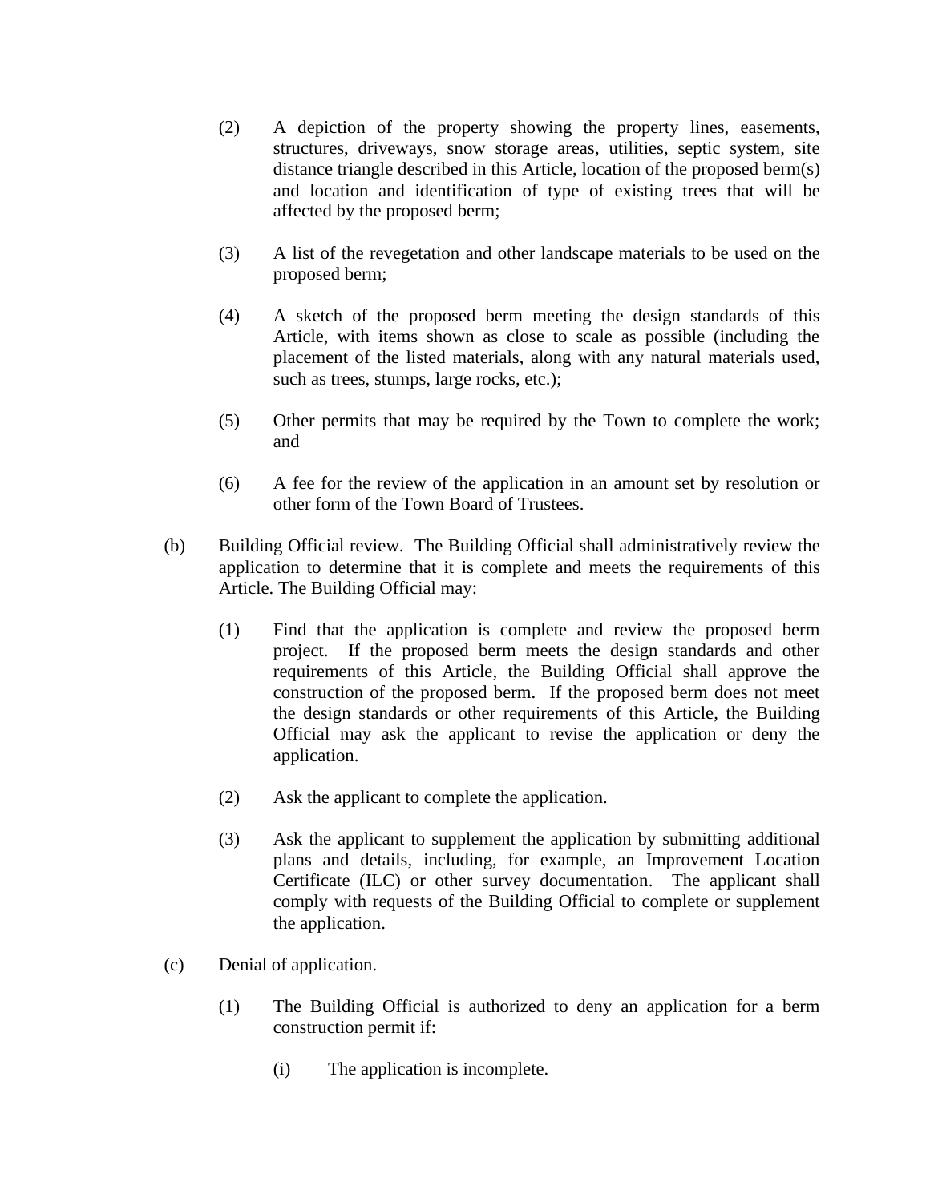(2) A depiction of the property showing the property lines, easements, structures, driveways, snow storage areas, utilities, septic system, site distance triangle described in this Article, location of the proposed berm(s) and location and identification of type of existing trees that will be affected by the proposed berm;

(3) A list of the revegetation and other landscape materials to be used on the proposed berm;

(4) A sketch of the proposed berm meeting the design standards of this Article, with items shown as close to scale as possible (including the placement of the listed materials, along with any natural materials used, such as trees, stumps, large rocks, etc.);

(5) Other permits that may be required by the Town to complete the work; and

(6) A fee for the review of the application in an amount set by resolution or other form of the Town Board of Trustees.

(b) Building Official review. The Building Official shall administratively review the application to determine that it is complete and meets the requirements of this Article. The Building Official may:

(1) Find that the application is complete and review the proposed berm project. If the proposed berm meets the design standards and other requirements of this Article, the Building Official shall approve the construction of the proposed berm. If the proposed berm does not meet the design standards or other requirements of this Article, the Building Official may ask the applicant to revise the application or deny the application.

(2) Ask the applicant to complete the application.

(3) Ask the applicant to supplement the application by submitting additional plans and details, including, for example, an Improvement Location Certificate (ILC) or other survey documentation. The applicant shall comply with requests of the Building Official to complete or supplement the application.

(c) Denial of application.

(1) The Building Official is authorized to deny an application for a berm construction permit if:

(i) The application is incomplete.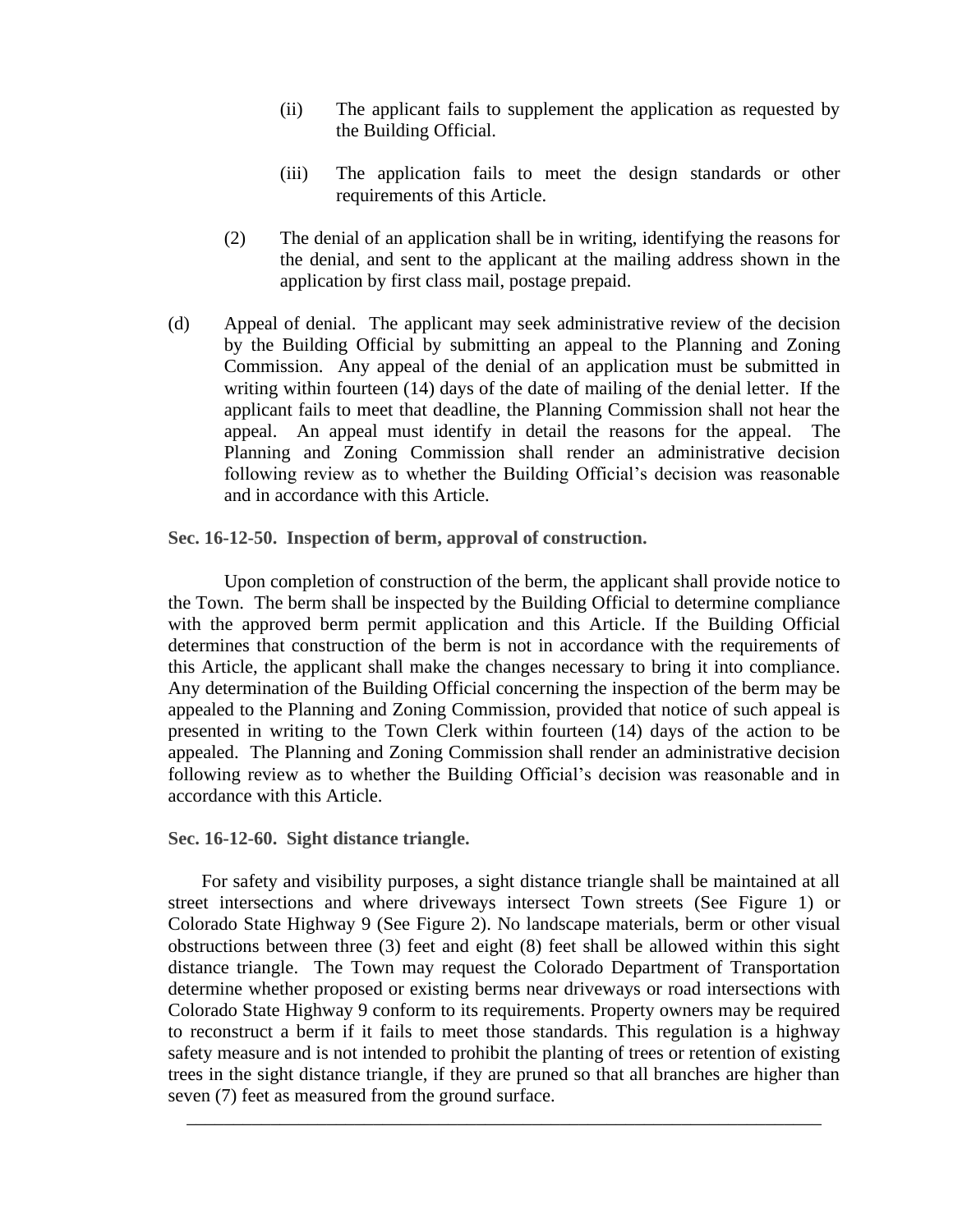(ii) The applicant fails to supplement the application as requested by the Building Official.

(iii) The application fails to meet the design standards or other requirements of this Article.

(2) The denial of an application shall be in writing, identifying the reasons for the denial, and sent to the applicant at the mailing address shown in the application by first class mail, postage prepaid.

(d) Appeal of denial. The applicant may seek administrative review of the decision by the Building Official by submitting an appeal to the Planning and Zoning Commission. Any appeal of the denial of an application must be submitted in writing within fourteen (14) days of the date of mailing of the denial letter. If the applicant fails to meet that deadline, the Planning Commission shall not hear the appeal. An appeal must identify in detail the reasons for the appeal. The Planning and Zoning Commission shall render an administrative decision following review as to whether the Building Official's decision was reasonable and in accordance with this Article.

**Sec. 16-12-50. Inspection of berm, approval of construction.**

Upon completion of construction of the berm, the applicant shall provide notice to the Town. The berm shall be inspected by the Building Official to determine compliance with the approved berm permit application and this Article. If the Building Official determines that construction of the berm is not in accordance with the requirements of this Article, the applicant shall make the changes necessary to bring it into compliance. Any determination of the Building Official concerning the inspection of the berm may be appealed to the Planning and Zoning Commission, provided that notice of such appeal is presented in writing to the Town Clerk within fourteen (14) days of the action to be appealed. The Planning and Zoning Commission shall render an administrative decision following review as to whether the Building Official's decision was reasonable and in accordance with this Article.

**Sec. 16-12-60. Sight distance triangle.**

For safety and visibility purposes, a sight distance triangle shall be maintained at all street intersections and where driveways intersect Town streets (See Figure 1) or Colorado State Highway 9 (See Figure 2). No landscape materials, berm or other visual obstructions between three (3) feet and eight (8) feet shall be allowed within this sight distance triangle. The Town may request the Colorado Department of Transportation determine whether proposed or existing berms near driveways or road intersections with Colorado State Highway 9 conform to its requirements. Property owners may be required to reconstruct a berm if it fails to meet those standards. This regulation is a highway safety measure and is not intended to prohibit the planting of trees or retention of existing trees in the sight distance triangle, if they are pruned so that all branches are higher than seven (7) feet as measured from the ground surface.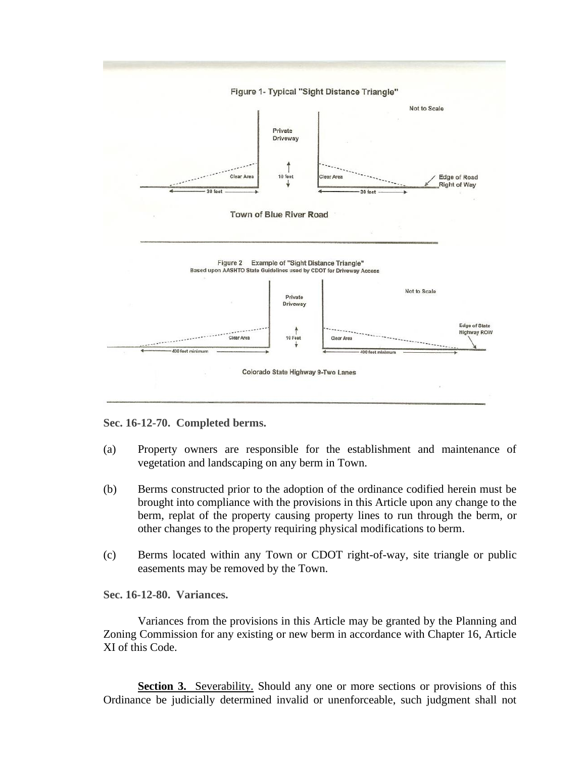Figure 1- Typical "Sight Distance Triangle"

Not to Scale

Private Driveway

Clear Area | 10 feet | Clear Area

30 feet | 30 feet

Edge of Road Right of Way

Town of Blue River Road

Figure 2 Example of "Sight Distance Triangle"
Based upon AASHTO State Guidelines used by CDOT for Driveway Access

Not to Scale

Private Driveway

Clear Area | 10 Feet | Clear Area

400 feet minimum | 400 feet minimum

Edge of State Highway ROW

Colorado State Highway 9-Two Lanes

**Sec. 16-12-70. Completed berms.**

(a) Property owners are responsible for the establishment and maintenance of vegetation and landscaping on any berm in Town.

(b) Berms constructed prior to the adoption of the ordinance codified herein must be brought into compliance with the provisions in this Article upon any change to the berm, replat of the property causing property lines to run through the berm, or other changes to the property requiring physical modifications to berm.

(c) Berms located within any Town or CDOT right-of-way, site triangle or public easements may be removed by the Town.

**Sec. 16-12-80. Variances.**

Variances from the provisions in this Article may be granted by the Planning and Zoning Commission for any existing or new berm in accordance with Chapter 16, Article XI of this Code.

**Section 3.** Severability. Should any one or more sections or provisions of this Ordinance be judicially determined invalid or unenforceable, such judgment shall not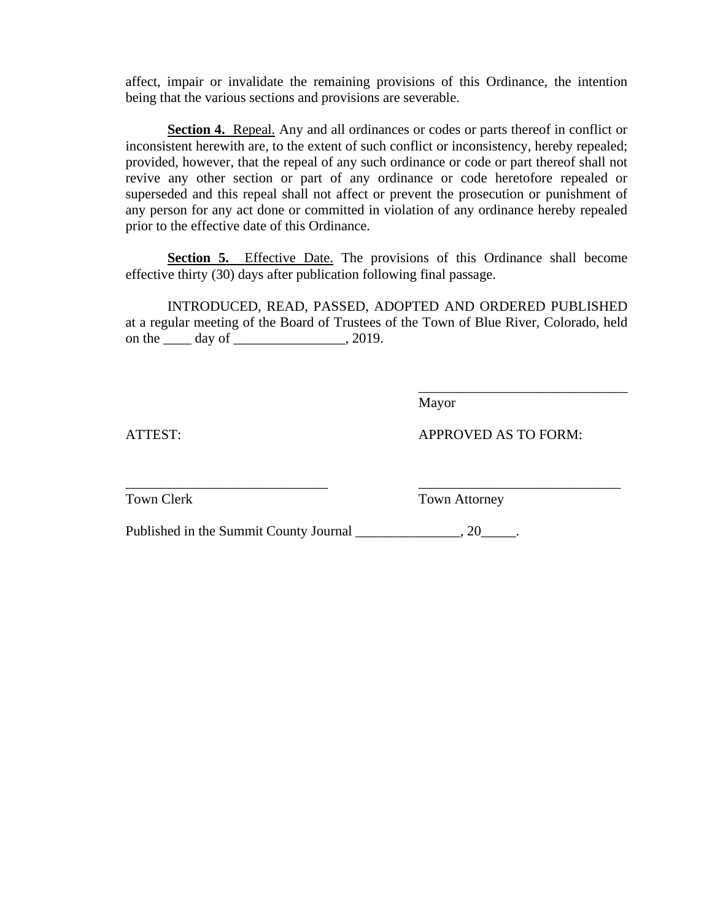affect, impair or invalidate the remaining provisions of this Ordinance, the intention being that the various sections and provisions are severable.

**Section 4.** Repeal. Any and all ordinances or codes or parts thereof in conflict or inconsistent herewith are, to the extent of such conflict or inconsistency, hereby repealed; provided, however, that the repeal of any such ordinance or code or part thereof shall not revive any other section or part of any ordinance or code heretofore repealed or superseded and this repeal shall not affect or prevent the prosecution or punishment of any person for any act done or committed in violation of any ordinance hereby repealed prior to the effective date of this Ordinance.

**Section 5.** Effective Date. The provisions of this Ordinance shall become effective thirty (30) days after publication following final passage.

INTRODUCED, READ, PASSED, ADOPTED AND ORDERED PUBLISHED at a regular meeting of the Board of Trustees of the Town of Blue River, Colorado, held on the ____ day of ________________, 2019.

______________________________
Mayor

ATTEST:

APPROVED AS TO FORM:

_____________________________
Town Clerk

_____________________________
Town Attorney

Published in the Summit County Journal _______________, 20_____.